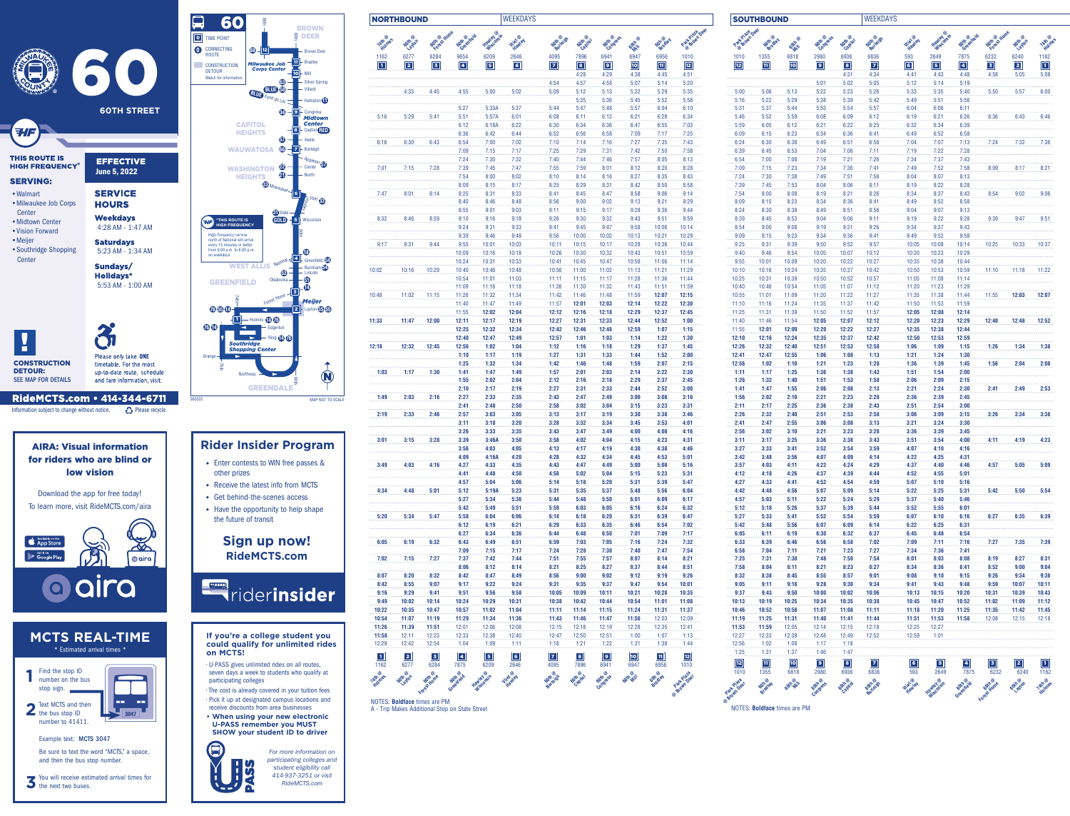# 60

## 60TH STREET

**THIS ROUTE IS HIGH FREQUENCY***

**EFFECTIVE** June 5, 2022

### SERVING:

- Walmart
- Milwaukee Job Corps Center
- Midtown Center
- Vision Forward
- Meijer
- Southridge Shopping Center

### SERVICE HOURS

**Weekdays**
4:28 AM - 1:47 AM

**Saturdays**
5:23 AM - 1:34 AM

**Sundays/ Holidays***
5:53 AM - 1:00 AM

**CONSTRUCTION DETOUR:** SEE MAP FOR DETAILS

Please only take **ONE** timetable. For the most up-to-date route, schedule and fare information, visit:

**RideMCTS.com • 414-344-6711**

Information subject to change without notice. Please recycle

### Map legend

- TIME POINT
- CONNECTING ROUTE
- CONSTRUCTION DETOUR: Watch for information.

*THIS ROUTE IS HIGH FREQUENCY: High frequency service north of National will arrive every 15 minutes or better from 6:00 a.m. to 6:00 p.m. on weekdays.

Map labels: Brown Deer, Milwaukee Job Corps Center, Bradley, Mill, Silver Spring, Villard, Hampton, Fond du Lac, Congress, Midtown Center, Capitol, Capitol Heights, Keefe, Burleigh, Wauwatosa, Appleton, Center, North, Washington Heights, Milwaukee, Vliet, State, Wisconsin, Hawley, National, Greenfield, Burnham, Lincoln, West Allis, Oklahoma, Greenfield, Forest Home, Meijer, Layton, Holmes, Edgerton, Ring, Southridge Shopping Center, Grange, Northway, Greendale. MAP NOT TO SCALE

## NORTHBOUND — WEEKDAYS

| 76th @ Holmes (1162) | 60th @ Layton (6277) | 60th @ Forest Home (6284) | 60th @ Greenfield (9654) | Hawley @ Wisconsin (6209) | Vliet @ Hawley (2646) | 60th @ Burleigh (4095) | 60th @ Capitol (7896) | 60th @ Congress (6941) | 60th @ Mill (6947) | 60th @ Bradley (6956) | Park Place @ Brown Deer (1010) |
|---|---|---|---|---|---|---|---|---|---|---|---|
| | | | | | | | 4:28 | 4:29 | 4:38 | 4:45 | 4:51 |
| | | | | | | 4:54 | 4:57 | 4:58 | 5:07 | 5:14 | 5:20 |
| | 4:33 | 4:45 | 4:55 | 5:00 | 5:02 | 5:09 | 5:12 | 5:13 | 5:22 | 5:29 | 5:35 |
| | | | | | | | 5:35 | 5:36 | 5:45 | 5:52 | 5:58 |
| | | | 5:27 | 5:33A | 5:37 | 5:44 | 5:47 | 5:48 | 5:57 | 6:04 | 6:10 |
| 5:16 | 5:29 | 5:41 | 5:51 | 5:57A | 6:01 | 6:08 | 6:11 | 6:12 | 6:21 | 6:28 | 6:34 |
| | | | 6:12 | 6:18A | 6:22 | 6:30 | 6:34 | 6:36 | 6:45 | 6:52 | 6:59 |
| | | | 6:36 | 6:42 | 6:44 | 6:52 | 6:56 | 6:58 | 7:09 | 7:17 | 7:25 |
| 6:16 | 6:30 | 6:43 | 6:54 | 7:00 | 7:02 | 7:10 | 7:14 | 7:16 | 7:27 | 7:35 | 7:43 |
| | | | 7:09 | 7:15 | 7:17 | 7:25 | 7:29 | 7:31 | 7:42 | 7:50 | 7:58 |
| | | | 7:24 | 7:30 | 7:32 | 7:40 | 7:44 | 7:46 | 7:57 | 8:05 | 8:13 |
| 7:01 | 7:15 | 7:28 | 7:39 | 7:45 | 7:47 | 7:55 | 7:59 | 8:01 | 8:12 | 8:20 | 8:28 |
| | | | 7:54 | 8:00 | 8:02 | 8:10 | 8:14 | 8:16 | 8:27 | 8:35 | 8:43 |
| | | | 8:09 | 8:15 | 8:17 | 8:25 | 8:29 | 8:31 | 8:42 | 8:50 | 8:58 |
| 7:47 | 8:01 | 8:14 | 8:25 | 8:31 | 8:33 | 8:41 | 8:45 | 8:47 | 8:58 | 9:06 | 9:14 |
| | | | 8:40 | 8:46 | 8:48 | 8:56 | 9:00 | 9:02 | 9:13 | 9:21 | 9:29 |
| | | | 8:55 | 9:01 | 9:03 | 9:11 | 9:15 | 9:17 | 9:28 | 9:36 | 9:44 |
| 8:32 | 8:46 | 8:59 | 9:10 | 9:16 | 9:18 | 9:26 | 9:30 | 9:32 | 9:43 | 9:51 | 9:59 |
| | | | 9:24 | 9:31 | 9:33 | 9:41 | 9:45 | 9:47 | 9:58 | 10:06 | 10:14 |
| | | | 9:39 | 9:46 | 9:48 | 9:56 | 10:00 | 10:02 | 10:13 | 10:21 | 10:29 |
| 9:17 | 9:31 | 9:44 | 9:55 | 10:01 | 10:03 | 10:11 | 10:15 | 10:17 | 10:28 | 10:36 | 10:44 |
| | | | 10:09 | 10:16 | 10:18 | 10:26 | 10:30 | 10:32 | 10:43 | 10:51 | 10:59 |
| | | | 10:24 | 10:31 | 10:33 | 10:41 | 10:45 | 10:47 | 10:58 | 11:06 | 11:14 |
| 10:02 | 10:16 | 10:29 | 10:40 | 10:46 | 10:48 | 10:56 | 11:00 | 11:02 | 11:13 | 11:21 | 11:29 |
| | | | 10:54 | 11:01 | 11:03 | 11:11 | 11:15 | 11:17 | 11:28 | 11:36 | 11:44 |
| | | | 11:09 | 11:16 | 11:18 | 11:26 | 11:30 | 11:32 | 11:43 | 11:51 | 11:59 |
| 10:48 | 11:02 | 11:15 | 11:26 | 11:32 | 11:34 | 11:42 | 11:46 | 11:48 | 11:59 | **12:07** | **12:15** |
| | | | 11:40 | 11:47 | 11:49 | 11:57 | **12:01** | **12:03** | **12:14** | **12:22** | **12:30** |
| | | | 11:55 | **12:02** | **12:04** | **12:12** | **12:16** | **12:18** | **12:29** | **12:37** | **12:45** |
| 11:33 | 11:47 | **12:00** | **12:11** | **12:17** | **12:19** | **12:27** | **12:31** | **12:33** | **12:44** | **12:52** | **1:00** |
| | | | **12:25** | **12:32** | **12:34** | **12:42** | **12:46** | **12:48** | **12:59** | **1:07** | **1:15** |
| | | | **12:40** | **12:47** | **12:49** | **12:57** | **1:01** | **1:03** | **1:14** | **1:22** | **1:30** |
| **12:18** | **12:32** | **12:45** | **12:56** | **1:02** | **1:04** | **1:12** | **1:16** | **1:18** | **1:29** | **1:37** | **1:45** |
| | | | **1:10** | **1:17** | **1:19** | **1:27** | **1:31** | **1:33** | **1:44** | **1:52** | **2:00** |
| | | | **1:25** | **1:32** | **1:34** | **1:42** | **1:46** | **1:48** | **1:59** | **2:07** | **2:15** |
| **1:03** | **1:17** | **1:30** | **1:41** | **1:47** | **1:49** | **1:57** | **2:01** | **2:03** | **2:14** | **2:22** | **2:30** |
| | | | **1:55** | **2:02** | **2:04** | **2:12** | **2:16** | **2:18** | **2:29** | **2:37** | **2:45** |
| | | | **2:10** | **2:17** | **2:19** | **2:27** | **2:31** | **2:33** | **2:44** | **2:52** | **3:00** |
| **1:49** | **2:03** | **2:16** | **2:27** | **2:33** | **2:35** | **2:43** | **2:47** | **2:49** | **3:00** | **3:08** | **3:16** |
| | | | **2:41** | **2:48** | **2:50** | **2:58** | **3:02** | **3:04** | **3:15** | **3:23** | **3:31** |
| **2:19** | **2:33** | **2:46** | **2:57** | **3:03** | **3:05** | **3:13** | **3:17** | **3:19** | **3:30** | **3:38** | **3:46** |
| | | | **3:11** | **3:18** | **3:20** | **3:28** | **3:32** | **3:34** | **3:45** | **3:53** | **4:01** |
| | | | **3:26** | **3:33** | **3:35** | **3:43** | **3:47** | **3:49** | **4:00** | **4:08** | **4:16** |
| **3:01** | **3:15** | **3:28** | **3:39** | **3:46A** | **3:50** | **3:58** | **4:02** | **4:04** | **4:15** | **4:23** | **4:31** |
| | | | **3:56** | **4:03** | **4:05** | **4:13** | **4:17** | **4:19** | **4:30** | **4:38** | **4:46** |
| | | | **4:09** | **4:16A** | **4:20** | **4:28** | **4:32** | **4:34** | **4:45** | **4:53** | **5:01** |
| **3:49** | **4:03** | **4:16** | **4:27** | **4:33** | **4:35** | **4:43** | **4:47** | **4:49** | **5:00** | **5:08** | **5:16** |
| | | | **4:41** | **4:48** | **4:50** | **4:58** | **5:02** | **5:04** | **5:15** | **5:23** | **5:31** |
| | | | **4:57** | **5:04** | **5:06** | **5:14** | **5:18** | **5:20** | **5:31** | **5:39** | **5:47** |
| **4:34** | **4:48** | **5:01** | **5:12** | **5:19A** | **5:23** | **5:31** | **5:35** | **5:37** | **5:48** | **5:56** | **6:04** |
| | | | **5:27** | **5:34** | **5:36** | **5:44** | **5:48** | **5:50** | **6:01** | **6:09** | **6:17** |
| | | | **5:42** | **5:49** | **5:51** | **5:59** | **6:03** | **6:05** | **6:16** | **6:24** | **6:32** |
| **5:20** | **5:34** | **5:47** | **5:58** | **6:04** | **6:06** | **6:14** | **6:18** | **6:20** | **6:31** | **6:39** | **6:47** |
| | | | **6:12** | **6:19** | **6:21** | **6:29** | **6:33** | **6:35** | **6:46** | **6:54** | **7:02** |
| | | | **6:27** | **6:34** | **6:36** | **6:44** | **6:48** | **6:50** | **7:01** | **7:09** | **7:17** |
| **6:05** | **6:19** | **6:32** | **6:43** | **6:49** | **6:51** | **6:59** | **7:03** | **7:05** | **7:16** | **7:24** | **7:32** |
| | | | **7:09** | **7:15** | **7:17** | **7:24** | **7:28** | **7:30** | **7:40** | **7:47** | **7:54** |
| **7:02** | **7:15** | **7:27** | **7:37** | **7:42** | **7:44** | **7:51** | **7:55** | **7:57** | **8:07** | **8:14** | **8:21** |
| | | | **8:06** | **8:12** | **8:14** | **8:21** | **8:25** | **8:27** | **8:37** | **8:44** | **8:51** |
| **8:07** | **8:20** | **8:32** | **8:42** | **8:47** | **8:49** | **8:56** | **9:00** | **9:02** | **9:12** | **9:19** | **9:26** |
| **8:42** | **8:55** | **9:07** | **9:17** | **9:22** | **9:24** | **9:31** | **9:35** | **9:37** | **9:47** | **9:54** | **10:01** |
| **9:16** | **9:29** | **9:41** | **9:51** | **9:56** | **9:58** | **10:05** | **10:09** | **10:11** | **10:21** | **10:28** | **10:35** |
| **9:49** | **10:02** | **10:14** | **10:24** | **10:29** | **10:31** | **10:38** | **10:42** | **10:44** | **10:54** | **11:01** | **11:08** |
| **10:22** | **10:35** | **10:47** | **10:57** | **11:02** | **11:04** | **11:11** | **11:14** | **11:15** | **11:24** | **11:31** | **11:37** |
| **10:54** | **11:07** | **11:19** | **11:29** | **11:34** | **11:36** | **11:43** | **11:46** | **11:47** | **11:56** | 12:03 | 12:09 |
| **11:26** | **11:39** | **11:51** | 12:01 | 12:06 | 12:08 | 12:15 | 12:18 | 12:19 | 12:28 | 12:35 | 12:41 |
| **11:58** | 12:11 | 12:23 | 12:33 | 12:38 | 12:40 | 12:47 | 12:50 | 12:51 | 1:00 | 1:07 | 1:13 |
| 12:29 | 12:42 | 12:54 | 1:04 | 1:09 | 1:11 | 1:18 | 1:21 | 1:22 | 1:31 | 1:38 | 1:44 |

NOTES: **Boldface** times are PM
A - Trip Makes Additional Stop on State Street

## SOUTHBOUND — WEEKDAYS

| Park Place @ Brown Deer (1010) | 60th @ Bradley (1355) | 60th @ Mill (6818) | 60th @ Congress (2980) | 60th @ Capitol (6936) | 60th @ Burleigh (6836) | Vliet @ Hawley (593) | Hawley @ Wisconsin (2649) | 60th @ Greenfield (7875) | 60th @ Forest Home (6232) | 60th @ Layton (6240) | 76th @ Holmes (1162) |
|---|---|---|---|---|---|---|---|---|---|---|---|
| | | | | 4:31 | 4:34 | 4:41 | 4:43 | 4:48 | 4:58 | 5:05 | 5:08 |
| | | | 5:01 | 5:02 | 5:05 | 5:12 | 5:14 | 5:19 | | | |
| 5:00 | 5:06 | 5:13 | 5:22 | 5:23 | 5:26 | 5:33 | 5:35 | 5:40 | 5:50 | 5:57 | 6:00 |
| 5:16 | 5:22 | 5:29 | 5:38 | 5:39 | 5:42 | 5:49 | 5:51 | 5:56 | | | |
| 5:31 | 5:37 | 5:44 | 5:53 | 5:54 | 5:57 | 6:04 | 6:06 | 6:11 | | | |
| 5:46 | 5:52 | 5:59 | 6:08 | 6:09 | 6:12 | 6:19 | 6:21 | 6:26 | 6:36 | 6:43 | 6:46 |
| 5:59 | 6:05 | 6:12 | 6:21 | 6:22 | 6:25 | 6:32 | 6:34 | 6:39 | | | |
| 6:09 | 6:15 | 6:23 | 6:34 | 6:36 | 6:41 | 6:49 | 6:52 | 6:58 | | | |
| 6:24 | 6:30 | 6:38 | 6:49 | 6:51 | 6:56 | 7:04 | 7:07 | 7:13 | 7:24 | 7:32 | 7:36 |
| 6:39 | 6:45 | 6:53 | 7:04 | 7:06 | 7:11 | 7:19 | 7:22 | 7:28 | | | |
| 6:54 | 7:00 | 7:08 | 7:19 | 7:21 | 7:26 | 7:34 | 7:37 | 7:43 | | | |
| 7:09 | 7:15 | 7:23 | 7:34 | 7:36 | 7:41 | 7:49 | 7:52 | 7:58 | 8:09 | 8:17 | 8:21 |
| 7:24 | 7:30 | 7:38 | 7:49 | 7:51 | 7:56 | 8:04 | 8:07 | 8:13 | | | |
| 7:39 | 7:45 | 7:53 | 8:04 | 8:06 | 8:11 | 8:19 | 8:22 | 8:28 | | | |
| 7:54 | 8:00 | 8:08 | 8:19 | 8:21 | 8:26 | 8:34 | 8:37 | 8:43 | 8:54 | 9:02 | 9:06 |
| 8:09 | 8:15 | 8:23 | 8:34 | 8:36 | 8:41 | 8:49 | 8:52 | 8:58 | | | |
| 8:24 | 8:30 | 8:38 | 8:49 | 8:51 | 8:56 | 9:04 | 9:07 | 9:13 | | | |
| 8:39 | 8:45 | 8:53 | 9:04 | 9:06 | 9:11 | 9:19 | 9:22 | 9:28 | 9:39 | 9:47 | 9:51 |
| 8:54 | 9:00 | 9:08 | 9:19 | 9:21 | 9:26 | 9:34 | 9:37 | 9:43 | | | |
| 9:09 | 9:15 | 9:23 | 9:34 | 9:36 | 9:41 | 9:49 | 9:52 | 9:58 | | | |
| 9:25 | 9:31 | 9:39 | 9:50 | 9:52 | 9:57 | 10:05 | 10:08 | 10:14 | 10:25 | 10:33 | 10:37 |
| 9:40 | 9:46 | 9:54 | 10:05 | 10:07 | 10:12 | 10:20 | 10:23 | 10:29 | | | |
| 9:55 | 10:01 | 10:09 | 10:20 | 10:22 | 10:27 | 10:35 | 10:38 | 10:44 | | | |
| 10:10 | 10:16 | 10:24 | 10:35 | 10:37 | 10:42 | 10:50 | 10:53 | 10:59 | 11:10 | 11:18 | 11:22 |
| 10:25 | 10:31 | 10:39 | 10:50 | 10:52 | 10:57 | 11:05 | 11:08 | 11:14 | | | |
| 10:40 | 10:46 | 10:54 | 11:05 | 11:07 | 11:12 | 11:20 | 11:23 | 11:29 | | | |
| 10:55 | 11:01 | 11:09 | 11:20 | 11:22 | 11:27 | 11:35 | 11:38 | 11:44 | 11:55 | **12:03** | **12:07** |
| 11:10 | 11:16 | 11:24 | 11:35 | 11:37 | 11:42 | 11:50 | 11:53 | 11:59 | | | |
| 11:25 | 11:31 | 11:39 | 11:50 | 11:52 | 11:57 | **12:05** | **12:08** | **12:14** | | | |
| 11:40 | 11:46 | 11:54 | **12:05** | **12:07** | **12:12** | **12:20** | **12:23** | **12:29** | **12:40** | **12:48** | **12:52** |
| 11:55 | **12:01** | **12:09** | **12:20** | **12:22** | **12:27** | **12:35** | **12:38** | **12:44** | | | |
| **12:10** | **12:16** | **12:24** | **12:35** | **12:37** | **12:42** | **12:50** | **12:53** | **12:59** | | | |
| **12:26** | **12:32** | **12:40** | **12:51** | **12:53** | **12:58** | **1:06** | **1:09** | **1:15** | **1:26** | **1:34** | **1:38** |
| **12:41** | **12:47** | **12:55** | **1:06** | **1:08** | **1:13** | **1:21** | **1:24** | **1:30** | | | |
| **12:56** | **1:02** | **1:10** | **1:21** | **1:23** | **1:28** | **1:36** | **1:39** | **1:45** | **1:56** | **2:04** | **2:08** |
| **1:11** | **1:17** | **1:25** | **1:36** | **1:38** | **1:43** | **1:51** | **1:54** | **2:00** | | | |
| **1:26** | **1:32** | **1:40** | **1:51** | **1:53** | **1:58** | **2:06** | **2:09** | **2:15** | | | |
| **1:41** | **1:47** | **1:55** | **2:06** | **2:08** | **2:13** | **2:21** | **2:24** | **2:30** | **2:41** | **2:49** | **2:53** |
| **1:56** | **2:02** | **2:10** | **2:21** | **2:23** | **2:28** | **2:36** | **2:39** | **2:45** | | | |
| **2:11** | **2:17** | **2:25** | **2:36** | **2:38** | **2:43** | **2:51** | **2:54** | **3:00** | | | |
| **2:26** | **2:32** | **2:40** | **2:51** | **2:53** | **2:58** | **3:06** | **3:09** | **3:15** | **3:26** | **3:34** | **3:38** |
| **2:41** | **2:47** | **2:55** | **3:06** | **3:08** | **3:13** | **3:21** | **3:24** | **3:30** | | | |
| **2:56** | **3:02** | **3:10** | **3:21** | **3:23** | **3:28** | **3:36** | **3:39** | **3:45** | | | |
| **3:11** | **3:17** | **3:25** | **3:36** | **3:38** | **3:43** | **3:51** | **3:54** | **4:00** | **4:11** | **4:19** | **4:23** |
| **3:27** | **3:33** | **3:41** | **3:52** | **3:54** | **3:59** | **4:07** | **4:10** | **4:16** | | | |
| **3:42** | **3:48** | **3:56** | **4:07** | **4:09** | **4:14** | **4:22** | **4:25** | **4:31** | | | |
| **3:57** | **4:03** | **4:11** | **4:22** | **4:24** | **4:29** | **4:37** | **4:40** | **4:46** | **4:57** | **5:05** | **5:09** |
| **4:12** | **4:18** | **4:26** | **4:37** | **4:39** | **4:44** | **4:52** | **4:55** | **5:01** | | | |
| **4:27** | **4:33** | **4:41** | **4:52** | **4:54** | **4:59** | **5:07** | **5:10** | **5:16** | | | |
| **4:42** | **4:48** | **4:56** | **5:07** | **5:09** | **5:14** | **5:22** | **5:25** | **5:31** | **5:42** | **5:50** | **5:54** |
| **4:57** | **5:03** | **5:11** | **5:22** | **5:24** | **5:29** | **5:37** | **5:40** | **5:46** | | | |
| **5:12** | **5:18** | **5:26** | **5:37** | **5:39** | **5:44** | **5:52** | **5:55** | **6:01** | | | |
| **5:27** | **5:33** | **5:41** | **5:52** | **5:54** | **5:59** | **6:07** | **6:10** | **6:16** | **6:27** | **6:35** | **6:39** |
| **5:42** | **5:48** | **5:56** | **6:07** | **6:09** | **6:14** | **6:22** | **6:25** | **6:31** | | | |
| **6:05** | **6:11** | **6:19** | **6:30** | **6:32** | **6:37** | **6:45** | **6:48** | **6:54** | | | |
| **6:33** | **6:39** | **6:46** | **6:56** | **6:58** | **7:02** | **7:09** | **7:11** | **7:16** | **7:27** | **7:35** | **7:39** |
| **6:58** | **7:04** | **7:11** | **7:21** | **7:23** | **7:27** | **7:34** | **7:36** | **7:41** | | | |
| **7:25** | **7:31** | **7:38** | **7:48** | **7:50** | **7:54** | **8:01** | **8:03** | **8:08** | **8:19** | **8:27** | **8:31** |
| **7:58** | **8:04** | **8:11** | **8:21** | **8:23** | **8:27** | **8:34** | **8:36** | **8:41** | **8:52** | **9:00** | **9:04** |
| **8:32** | **8:38** | **8:45** | **8:55** | **8:57** | **9:01** | **9:08** | **9:10** | **9:15** | **9:26** | **9:34** | **9:38** |
| **9:05** | **9:11** | **9:18** | **9:28** | **9:30** | **9:34** | **9:41** | **9:43** | **9:48** | **9:59** | **10:07** | **10:11** |
| **9:37** | **9:43** | **9:50** | **10:00** | **10:02** | **10:06** | **10:13** | **10:15** | **10:20** | **10:31** | **10:39** | **10:43** |
| **10:13** | **10:19** | **10:25** | **10:34** | **10:35** | **10:38** | **10:45** | **10:47** | **10:52** | **11:02** | **11:09** | **11:12** |
| **10:46** | **10:52** | **10:58** | **11:07** | **11:08** | **11:11** | **11:18** | **11:20** | **11:25** | **11:35** | **11:42** | **11:45** |
| **11:19** | **11:25** | **11:31** | **11:40** | **11:41** | **11:44** | **11:51** | **11:53** | **11:58** | 12:08 | 12:15 | 12:18 |
| **11:53** | **11:59** | 12:05 | 12:14 | 12:15 | 12:18 | 12:25 | 12:27 | | | | |
| 12:27 | 12:33 | 12:39 | 12:48 | 12:49 | 12:52 | 12:59 | 1:01 | | | | |
| 12:56 | 1:02 | 1:08 | 1:17 | 1:18 | | | | | | | |
| 1:25 | 1:31 | 1:37 | 1:46 | 1:47 | | | | | | | |

NOTES: **Boldface** times are PM

## AIRA: Visual information for riders who are blind or low vision

Download the app for free today!

To learn more, visit RideMCTS.com/aira

Available on the App Store · Get it on Google Play

aira

## Rider Insider Program

- Enter contests to WIN free passes & other prizes
- Receive the latest info from MCTS
- Get behind-the-scenes access
- Have the opportunity to help shape the future of transit

**Sign up now!**
**RideMCTS.com**

riderinsider

## MCTS REAL-TIME

* Estimated arrival times *

1. Find the stop ID number on the bus stop sign.
2. Text MCTS and then the bus stop ID number to 41411.

   Example text: **MCTS 3047**

   Be sure to text the word "MCTS," a space, and then the bus stop number.
3. You will receive estimated arrival times for the next two buses.

## If you're a college student you could qualify for unlimited rides on MCTS!

- U-PASS gives unlimited rides on all routes, seven days a week to students who qualify at participating colleges
- The cost is already covered in your tuition fees
- Pick it up at designated campus locations and receive discounts from area businesses
- **When using your new electronic U-PASS remember you MUST SHOW your student ID to driver**

U PASS

*For more information on participating colleges and student eligibility call 414-937-3251 or visit RideMCTS.com*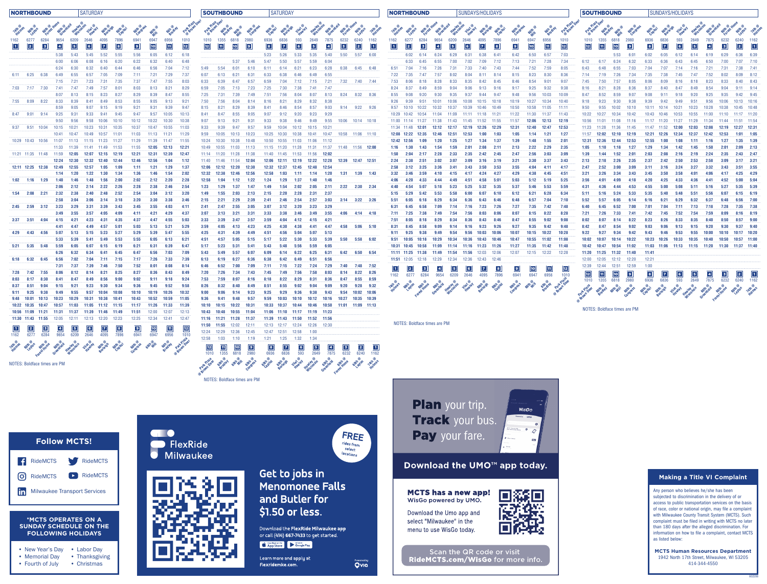## NORTHBOUND — SATURDAY

| 76th & Holmes (1162) [1] | 60th & Layton (6277) [2] | 60th & Forest Home (6284) [3] | 60th & Greenfield (9654) [4] | Hawley & Wisconsin (6209) [5] | Vliet & Hawley (2646) [6] | 60th & Burleigh (4095) [7] | 60th & Capitol (7896) [8] | 60th & Congress (6941) [9] | 60th & Mill (6947) [10] | 60th & Bradley (6956) [11] | Park Place @ Brown Deer (1010) [12] |
|---|---|---|---|---|---|---|---|---|---|---|---|
| | | | 5:38 | 5:43 | 5:45 | 5:52 | 5:55 | 5:56 | 6:05 | 6:12 | 6:18 |
| | | | 6:00 | 6:06 | 6:08 | 6:16 | 6:20 | 6:22 | 6:32 | 6:40 | 6:48 |
| | | | 6:24 | 6:30 | 6:32 | 6:40 | 6:44 | 6:46 | 6:56 | 7:04 | 7:12 |
| 6:11 | 6:25 | 6:38 | 6:49 | 6:55 | 6:57 | 7:05 | 7:09 | 7:11 | 7:21 | 7:29 | 7:37 |
| | | | 7:15 | 7:21 | 7:23 | 7:31 | 7:35 | 7:37 | 7:47 | 7:55 | 8:03 |
| 7:03 | 7:17 | 7:30 | 7:41 | 7:47 | 7:49 | 7:57 | 8:01 | 8:03 | 8:13 | 8:21 | 8:29 |
| | | | 8:07 | 8:13 | 8:15 | 8:23 | 8:27 | 8:29 | 8:39 | 8:47 | 8:55 |
| 7:55 | 8:09 | 8:22 | 8:33 | 8:39 | 8:41 | 8:49 | 8:53 | 8:55 | 9:05 | 9:13 | 9:21 |
| | | | 8:59 | 9:05 | 9:07 | 9:15 | 9:19 | 9:21 | 9:31 | 9:39 | 9:47 |
| 8:47 | 9:01 | 9:14 | 9:25 | 9:31 | 9:33 | 9:41 | 9:45 | 9:47 | 9:57 | 10:05 | 10:13 |
| | | | 9:50 | 9:56 | 9:58 | 10:06 | 10:10 | 10:12 | 10:22 | 10:30 | 10:38 |
| 9:37 | 9:51 | 10:04 | 10:15 | 10:21 | 10:23 | 10:31 | 10:35 | 10:37 | 10:47 | 10:55 | 11:03 |
| | | | 10:41 | 10:47 | 10:49 | 10:57 | 11:01 | 11:03 | 11:13 | 11:21 | 11:29 |
| 10:29 | 10:43 | 10:56 | 11:07 | 11:13 | 11:15 | 11:23 | 11:27 | 11:29 | 11:39 | 11:47 | 11:55 |
| | | | 11:33 | 11:39 | 11:41 | 11:49 | 11:53 | 11:55 | 12:05 | 12:13 | 12:21 |
| 11:21 | 11:35 | 11:48 | 11:59 | 12:05 | 12:07 | 12:15 | 12:19 | 12:21 | 12:31 | 12:39 | 12:47 |
| | | | 12:24 | 12:30 | 12:32 | 12:40 | 12:44 | 12:46 | 12:56 | 1:04 | 1:12 |
| 12:11 | 12:25 | 12:38 | 12:49 | 12:55 | 12:57 | 1:05 | 1:09 | 1:11 | 1:21 | 1:29 | 1:37 |
| | | | 1:14 | 1:20 | 1:22 | 1:30 | 1:34 | 1:36 | 1:46 | 1:54 | 2:02 |
| 1:02 | 1:16 | 1:29 | 1:40 | 1:46 | 1:48 | 1:56 | 2:00 | 2:02 | 2:12 | 2:20 | 2:28 |
| | | | 2:06 | 2:12 | 2:14 | 2:22 | 2:26 | 2:28 | 2:38 | 2:46 | 2:54 |
| 1:54 | 2:08 | 2:21 | 2:32 | 2:38 | 2:40 | 2:48 | 2:52 | 2:54 | 3:04 | 3:12 | 3:20 |
| | | | 2:58 | 3:04 | 3:06 | 3:14 | 3:18 | 3:20 | 3:30 | 3:38 | 3:46 |
| 2:45 | 2:59 | 3:12 | 3:23 | 3:29 | 3:31 | 3:39 | 3:43 | 3:45 | 3:55 | 4:03 | 4:11 |
| | | | 3:49 | 3:55 | 3:57 | 4:05 | 4:09 | 4:11 | 4:21 | 4:29 | 4:37 |
| 3:37 | 3:51 | 4:04 | 4:15 | 4:21 | 4:23 | 4:31 | 4:35 | 4:37 | 4:47 | 4:55 | 5:03 |
| | | | 4:41 | 4:47 | 4:49 | 4:57 | 5:01 | 5:03 | 5:13 | 5:21 | 5:29 |
| 4:29 | 4:43 | 4:56 | 5:07 | 5:13 | 5:15 | 5:23 | 5:27 | 5:29 | 5:39 | 5:47 | 5:55 |
| | | | 5:33 | 5:39 | 5:41 | 5:49 | 5:53 | 5:55 | 6:05 | 6:13 | 6:21 |
| 5:21 | 5:35 | 5:48 | 5:59 | 6:05 | 6:07 | 6:15 | 6:19 | 6:21 | 6:31 | 6:39 | 6:47 |
| | | | 6:26 | 6:32 | 6:34 | 6:41 | 6:45 | 6:47 | 6:56 | 7:03 | 7:09 |
| 6:18 | 6:32 | 6:45 | 6:56 | 7:02 | 7:04 | 7:11 | 7:15 | 7:17 | 7:26 | 7:33 | 7:39 |
| | | | 7:31 | 7:37 | 7:39 | 7:46 | 7:50 | 7:52 | 8:01 | 8:08 | 8:14 |
| 7:28 | 7:42 | 7:55 | 8:06 | 8:12 | 8:14 | 8:21 | 8:25 | 8:27 | 8:36 | 8:43 | 8:49 |
| 8:03 | 8:17 | 8:30 | 8:41 | 8:47 | 8:49 | 8:56 | 9:00 | 9:02 | 9:11 | 9:18 | 9:24 |
| 8:37 | 8:51 | 9:04 | 9:15 | 9:21 | 9:23 | 9:30 | 9:34 | 9:36 | 9:45 | 9:52 | 9:58 |
| 9:11 | 9:25 | 9:38 | 9:49 | 9:55 | 9:57 | 10:04 | 10:08 | 10:10 | 10:19 | 10:26 | 10:32 |
| 9:48 | 10:01 | 10:13 | 10:23 | 10:29 | 10:31 | 10:38 | 10:41 | 10:43 | 10:52 | 10:59 | 11:05 |
| 10:22 | 10:35 | 10:47 | 10:57 | 11:03 | 11:05 | 11:12 | 11:15 | 11:17 | 11:26 | 11:33 | 11:39 |
| 10:56 | 11:09 | 11:21 | 11:31 | 11:37 | 11:39 | 11:46 | 11:49 | 11:51 | 12:00 | 12:07 | 12:13 |
| 11:30 | 11:43 | 11:55 | 12:05 | 12:11 | 12:13 | 12:20 | 12:23 | 12:25 | 12:34 | 12:41 | 12:47 |

NOTES: Boldface times are PM

## SOUTHBOUND — SATURDAY

| Park Place @ Brown Deer (1010) [12] | 60th & Bradley (1355) [11] | 60th & Mill (6818) [10] | 60th & Congress (2980) [9] | 60th & Capitol (6936) [8] | 60th & Burleigh (6836) [7] | Vliet & Hawley (593) [6] | Hawley & Wisconsin (2649) [5] | 60th & Greenfield (7875) [4] | 60th & Forest Home (6232) [3] | 60th & Layton (6240) [2] | 76th & Holmes (1162) [1] |
|---|---|---|---|---|---|---|---|---|---|---|---|
| | | | | 5:23 | 5:26 | 5:33 | 5:35 | 5:40 | 5:50 | 5:57 | 6:00 |
| | | 5:37 | 5:46 | 5:47 | 5:50 | 5:57 | 5:59 | 6:04 | | | |
| 5:49 | 5:54 | 6:01 | 6:10 | 6:11 | 6:14 | 6:21 | 6:23 | 6:28 | 6:38 | 6:45 | 6:48 |
| 6:07 | 6:13 | 6:21 | 6:30 | 6:33 | 6:38 | 6:46 | 6:49 | 6:55 | | | |
| 6:33 | 6:39 | 6:47 | 6:57 | 6:59 | 7:04 | 7:12 | 7:15 | 7:21 | 7:32 | 7:40 | 7:44 |
| 6:59 | 7:05 | 7:13 | 7:23 | 7:25 | 7:30 | 7:38 | 7:41 | 7:47 | | | |
| 7:25 | 7:31 | 7:39 | 7:49 | 7:51 | 7:56 | 8:04 | 8:07 | 8:13 | 8:24 | 8:32 | 8:36 |
| 7:50 | 7:56 | 8:04 | 8:14 | 8:16 | 8:21 | 8:29 | 8:32 | 8:38 | | | |
| 8:15 | 8:21 | 8:29 | 8:39 | 8:41 | 8:46 | 8:54 | 8:57 | 9:03 | 9:14 | 9:22 | 9:26 |
| 8:41 | 8:47 | 8:55 | 9:05 | 9:07 | 9:12 | 9:20 | 9:23 | 9:29 | | | |
| 9:07 | 9:13 | 9:21 | 9:31 | 9:33 | 9:38 | 9:46 | 9:49 | 9:55 | 10:06 | 10:14 | 10:18 |
| 9:33 | 9:39 | 9:47 | 9:57 | 9:59 | 10:04 | 10:12 | 10:15 | 10:21 | | | |
| 9:59 | 10:05 | 10:13 | 10:23 | 10:25 | 10:30 | 10:38 | 10:41 | 10:47 | 10:58 | 11:06 | 11:10 |
| 10:24 | 10:30 | 10:38 | 10:48 | 10:50 | 10:55 | 11:03 | 11:06 | 11:12 | | | |
| 10:49 | 10:55 | 11:03 | 11:13 | 11:15 | 11:20 | 11:28 | 11:31 | 11:37 | 11:48 | 11:56 | 12:00 |
| 11:14 | 11:20 | 11:28 | 11:38 | 11:40 | 11:45 | 11:53 | 11:56 | 12:02 | | | |
| 11:40 | 11:46 | 11:54 | 12:04 | 12:06 | 12:11 | 12:19 | 12:22 | 12:28 | 12:39 | 12:47 | 12:51 |
| 12:06 | 12:12 | 12:20 | 12:30 | 12:32 | 12:37 | 12:45 | 12:48 | 12:54 | | | |
| 12:32 | 12:38 | 12:46 | 12:56 | 12:58 | 1:03 | 1:11 | 1:14 | 1:20 | 1:31 | 1:39 | 1:43 |
| 12:58 | 1:04 | 1:12 | 1:22 | 1:24 | 1:29 | 1:37 | 1:40 | 1:46 | | | |
| 1:23 | 1:29 | 1:37 | 1:47 | 1:49 | 1:54 | 2:02 | 2:05 | 2:11 | 2:22 | 2:30 | 2:34 |
| 1:49 | 1:55 | 2:03 | 2:13 | 2:15 | 2:20 | 2:28 | 2:31 | 2:37 | | | |
| 2:15 | 2:21 | 2:29 | 2:39 | 2:41 | 2:46 | 2:54 | 2:57 | 3:03 | 3:14 | 3:22 | 3:26 |
| 2:41 | 2:47 | 2:55 | 3:05 | 3:07 | 3:12 | 3:20 | 3:23 | 3:29 | | | |
| 3:07 | 3:13 | 3:21 | 3:31 | 3:33 | 3:38 | 3:46 | 3:49 | 3:55 | 4:06 | 4:14 | 4:18 |
| 3:33 | 3:39 | 3:47 | 3:57 | 3:59 | 4:04 | 4:12 | 4:15 | 4:21 | | | |
| 3:59 | 4:05 | 4:13 | 4:23 | 4:25 | 4:30 | 4:38 | 4:41 | 4:47 | 4:58 | 5:06 | 5:10 |
| 4:25 | 4:31 | 4:39 | 4:49 | 4:51 | 4:56 | 5:04 | 5:07 | 5:13 | | | |
| 4:51 | 4:57 | 5:05 | 5:15 | 5:17 | 5:22 | 5:30 | 5:33 | 5:39 | 5:50 | 5:58 | 6:02 |
| 5:17 | 5:23 | 5:31 | 5:41 | 5:43 | 5:48 | 5:56 | 5:59 | 6:05 | | | |
| 5:43 | 5:49 | 5:57 | 6:07 | 6:09 | 6:14 | 6:22 | 6:25 | 6:31 | 6:42 | 6:50 | 6:54 |
| 6:13 | 6:19 | 6:27 | 6:36 | 6:38 | 6:42 | 6:49 | 6:51 | 6:56 | | | |
| 6:46 | 6:52 | 7:00 | 7:09 | 7:11 | 7:15 | 7:22 | 7:24 | 7:29 | 7:40 | 7:48 | 7:52 |
| 7:20 | 7:26 | 7:34 | 7:43 | 7:45 | 7:49 | 7:56 | 7:58 | 8:03 | 8:14 | 8:22 | 8:26 |
| 7:53 | 7:59 | 8:07 | 8:16 | 8:18 | 8:22 | 8:29 | 8:31 | 8:36 | 8:47 | 8:55 | 8:59 |
| 8:26 | 8:32 | 8:40 | 8:49 | 8:51 | 8:55 | 9:02 | 9:04 | 9:09 | 9:20 | 9:28 | 9:32 |
| 9:00 | 9:06 | 9:14 | 9:23 | 9:25 | 9:29 | 9:36 | 9:38 | 9:43 | 9:54 | 10:02 | 10:06 |
| 9:36 | 9:41 | 9:48 | 9:57 | 9:59 | 10:03 | 10:10 | 10:12 | 10:16 | 10:27 | 10:35 | 10:39 |
| 10:10 | 10:15 | 10:22 | 10:31 | 10:33 | 10:37 | 10:44 | 10:46 | 10:50 | 11:01 | 11:09 | 11:13 |
| 10:43 | 10:48 | 10:55 | 11:04 | 11:06 | 11:10 | 11:17 | 11:19 | 11:23 | | | |
| 11:16 | 11:21 | 11:28 | 11:37 | 11:39 | 11:43 | 11:50 | 11:52 | 11:56 | | | |
| 11:50 | 11:55 | 12:02 | 12:11 | 12:13 | 12:17 | 12:24 | 12:26 | 12:30 | | | |
| 12:24 | 12:29 | 12:36 | 12:45 | 12:47 | 12:51 | 12:58 | 1:00 | | | | |
| 12:58 | 1:03 | 1:10 | 1:19 | 1:21 | 1:25 | 1:32 | 1:34 | | | | |

NOTES: Boldface times are PM

## NORTHBOUND — SUNDAYS/HOLIDAYS

| 76th & Holmes (1162) [1] | 60th & Layton (6277) [2] | 60th & Forest Home (6284) [3] | 60th & Greenfield (9654) [4] | Hawley & Wisconsin (6209) [5] | Vliet & Hawley (2646) [6] | 60th & Burleigh (4095) [7] | 60th & Capitol (7896) [8] | 60th & Congress (6941) [9] | 60th & Mill (6947) [10] | 60th & Bradley (6956) [11] | Park Place @ Brown Deer (1010) [12] |
|---|---|---|---|---|---|---|---|---|---|---|---|
| | 6:02 | 6:14 | 6:24 | 6:29 | 6:31 | 6:38 | 6:41 | 6:42 | 6:50 | 6:57 | 7:03 |
| | 6:33 | 6:45 | 6:55 | 7:00 | 7:02 | 7:09 | 7:12 | 7:13 | 7:21 | 7:28 | 7:34 |
| 6:51 | 7:04 | 7:16 | 7:26 | 7:31 | 7:33 | 7:40 | 7:43 | 7:44 | 7:52 | 7:59 | 8:05 |
| 7:22 | 7:35 | 7:47 | 7:57 | 8:02 | 8:04 | 8:11 | 8:14 | 8:15 | 8:23 | 8:30 | 8:36 |
| 7:53 | 8:06 | 8:18 | 8:28 | 8:33 | 8:35 | 8:42 | 8:45 | 8:46 | 8:54 | 9:01 | 9:07 |
| 8:24 | 8:37 | 8:49 | 8:59 | 9:04 | 9:06 | 9:13 | 9:16 | 9:17 | 9:25 | 9:32 | 9:38 |
| 8:55 | 9:08 | 9:20 | 9:30 | 9:35 | 9:37 | 9:44 | 9:47 | 9:48 | 9:56 | 10:03 | 10:09 |
| 9:26 | 9:39 | 9:51 | 10:01 | 10:06 | 10:08 | 10:15 | 10:18 | 10:19 | 10:27 | 10:34 | 10:40 |
| 9:57 | 10:10 | 10:22 | 10:32 | 10:37 | 10:39 | 10:46 | 10:49 | 10:50 | 10:58 | 11:05 | 11:11 |
| 10:29 | 10:42 | 10:54 | 11:04 | 11:09 | 11:11 | 11:18 | 11:21 | 11:22 | 11:30 | 11:37 | 11:43 |
| 11:00 | 11:14 | 11:27 | 11:38 | 11:43 | 11:45 | 11:52 | 11:55 | 11:57 | 12:06 | 12:13 | 12:19 |
| 11:34 | 11:48 | 12:01 | 12:12 | 12:17 | 12:19 | 12:26 | 12:29 | 12:31 | 12:40 | 12:47 | 12:53 |
| 12:08 | 12:22 | 12:35 | 12:46 | 12:51 | 12:53 | 1:00 | 1:03 | 1:05 | 1:14 | 1:21 | 1:27 |
| 12:42 | 12:56 | 1:09 | 1:20 | 1:25 | 1:27 | 1:34 | 1:37 | 1:39 | 1:48 | 1:55 | 2:01 |
| 1:16 | 1:30 | 1:43 | 1:54 | 1:59 | 2:01 | 2:08 | 2:11 | 2:13 | 2:22 | 2:29 | 2:35 |
| 1:50 | 2:04 | 2:17 | 2:28 | 2:33 | 2:35 | 2:42 | 2:45 | 2:47 | 2:56 | 3:03 | 3:09 |
| 2:24 | 2:38 | 2:51 | 3:02 | 3:07 | 3:09 | 3:16 | 3:19 | 3:21 | 3:30 | 3:37 | 3:43 |
| 2:58 | 3:12 | 3:25 | 3:36 | 3:41 | 3:43 | 3:50 | 3:53 | 3:55 | 4:04 | 4:11 | 4:17 |
| 3:32 | 3:46 | 3:59 | 4:10 | 4:15 | 4:17 | 4:24 | 4:27 | 4:29 | 4:38 | 4:45 | 4:51 |
| 4:06 | 4:20 | 4:33 | 4:44 | 4:49 | 4:51 | 4:58 | 5:01 | 5:03 | 5:12 | 5:19 | 5:25 |
| 4:40 | 4:54 | 5:07 | 5:18 | 5:23 | 5:25 | 5:32 | 5:35 | 5:37 | 5:46 | 5:53 | 5:59 |
| 5:15 | 5:29 | 5:42 | 5:53 | 5:58 | 6:00 | 6:07 | 6:10 | 6:12 | 6:21 | 6:28 | 6:34 |
| 5:51 | 6:05 | 6:18 | 6:29 | 6:34 | 6:36 | 6:43 | 6:46 | 6:48 | 6:57 | 7:04 | 7:10 |
| 6:31 | 6:45 | 6:58 | 7:09 | 7:14 | 7:16 | 7:23 | 7:26 | 7:27 | 7:35 | 7:42 | 7:48 |
| 7:11 | 7:25 | 7:38 | 7:49 | 7:54 | 7:56 | 8:03 | 8:06 | 8:07 | 8:15 | 8:22 | 8:28 |
| 7:51 | 8:05 | 8:18 | 8:29 | 8:34 | 8:36 | 8:43 | 8:46 | 8:47 | 8:55 | 9:02 | 9:08 |
| 8:31 | 8:45 | 8:58 | 9:09 | 9:14 | 9:16 | 9:23 | 9:26 | 9:27 | 9:35 | 9:42 | 9:48 |
| 9:11 | 9:25 | 9:38 | 9:49 | 9:54 | 9:56 | 10:03 | 10:06 | 10:07 | 10:15 | 10:22 | 10:28 |
| 9:51 | 10:05 | 10:18 | 10:29 | 10:34 | 10:36 | 10:43 | 10:46 | 10:47 | 10:55 | 11:02 | 11:08 |
| 10:31 | 10:45 | 10:58 | 11:09 | 11:14 | 11:16 | 11:23 | 11:26 | 11:27 | 11:35 | 11:42 | 11:48 |
| 11:11 | 11:25 | 11:38 | 11:49 | 11:54 | 11:56 | 12:03 | 12:06 | 12:07 | 12:15 | 12:22 | 12:28 |
| 11:51 | 12:05 | 12:18 | 12:29 | 12:34 | 12:36 | 12:43 | 12:46 | | | | |

NOTES: Boldface times are PM

## SOUTHBOUND — SUNDAYS/HOLIDAYS

| Park Place @ Brown Deer (1010) [12] | 60th & Bradley (1355) [11] | 60th & Mill (6818) [10] | 60th & Congress (2980) [9] | 60th & Capitol (6936) [8] | 60th & Burleigh (6836) [7] | Vliet & Hawley (593) [6] | Hawley & Wisconsin (2649) [5] | 60th & Greenfield (7875) [4] | 60th & Forest Home (6232) [3] | 60th & Layton (6240) [2] | 76th & Holmes (1162) [1] |
|---|---|---|---|---|---|---|---|---|---|---|---|
| | | 5:53 | 6:01 | 6:02 | 6:05 | 6:12 | 6:14 | 6:19 | 6:29 | 6:36 | 6:39 |
| 6:12 | 6:17 | 6:24 | 6:32 | 6:33 | 6:36 | 6:43 | 6:45 | 6:50 | 7:00 | 7:07 | 7:10 |
| 6:43 | 6:48 | 6:55 | 7:03 | 7:04 | 7:07 | 7:14 | 7:16 | 7:21 | 7:31 | 7:38 | 7:41 |
| 7:14 | 7:19 | 7:26 | 7:34 | 7:35 | 7:38 | 7:45 | 7:47 | 7:52 | 8:02 | 8:09 | 8:12 |
| 7:45 | 7:50 | 7:57 | 8:05 | 8:06 | 8:09 | 8:16 | 8:18 | 8:23 | 8:33 | 8:40 | 8:43 |
| 8:16 | 8:21 | 8:28 | 8:36 | 8:37 | 8:40 | 8:47 | 8:49 | 8:54 | 9:04 | 9:11 | 9:14 |
| 8:47 | 8:52 | 8:59 | 9:07 | 9:08 | 9:11 | 9:18 | 9:20 | 9:25 | 9:35 | 9:42 | 9:45 |
| 9:18 | 9:23 | 9:30 | 9:38 | 9:39 | 9:42 | 9:49 | 9:51 | 9:56 | 10:06 | 10:13 | 10:16 |
| 9:50 | 9:55 | 10:02 | 10:10 | 10:11 | 10:14 | 10:21 | 10:23 | 10:28 | 10:38 | 10:45 | 10:48 |
| 10:22 | 10:27 | 10:34 | 10:42 | 10:43 | 10:46 | 10:53 | 10:55 | 11:00 | 11:10 | 11:17 | 11:20 |
| 10:56 | 11:01 | 11:08 | 11:16 | 11:17 | 11:20 | 11:27 | 11:29 | 11:34 | 11:44 | 11:51 | 11:54 |
| 11:23 | 11:28 | 11:36 | 11:45 | 11:47 | 11:52 | 12:00 | 12:03 | 12:08 | 12:19 | 12:27 | 12:31 |
| 11:57 | 12:02 | 12:10 | 12:19 | 12:21 | 12:26 | 12:34 | 12:37 | 12:42 | 12:53 | 1:01 | 1:05 |
| 12:31 | 12:36 | 12:44 | 12:53 | 12:55 | 1:00 | 1:08 | 1:11 | 1:16 | 1:27 | 1:35 | 1:39 |
| 1:05 | 1:10 | 1:18 | 1:27 | 1:29 | 1:34 | 1:42 | 1:45 | 1:50 | 2:01 | 2:09 | 2:13 |
| 1:39 | 1:44 | 1:52 | 2:01 | 2:03 | 2:08 | 2:16 | 2:19 | 2:24 | 2:35 | 2:43 | 2:47 |
| 2:13 | 2:18 | 2:26 | 2:35 | 2:37 | 2:42 | 2:50 | 2:53 | 2:58 | 3:09 | 3:17 | 3:21 |
| 2:47 | 2:52 | 3:00 | 3:09 | 3:11 | 3:16 | 3:24 | 3:27 | 3:32 | 3:43 | 3:51 | 3:55 |
| 3:21 | 3:26 | 3:34 | 3:43 | 3:45 | 3:50 | 3:58 | 4:01 | 4:06 | 4:17 | 4:25 | 4:29 |
| 3:56 | 4:01 | 4:09 | 4:18 | 4:20 | 4:25 | 4:33 | 4:36 | 4:41 | 4:52 | 5:00 | 5:04 |
| 4:31 | 4:36 | 4:44 | 4:53 | 4:55 | 5:00 | 5:08 | 5:11 | 5:16 | 5:27 | 5:35 | 5:39 |
| 5:11 | 5:16 | 5:24 | 5:33 | 5:35 | 5:40 | 5:48 | 5:51 | 5:56 | 6:07 | 6:15 | 6:19 |
| 5:52 | 5:57 | 6:05 | 6:14 | 6:16 | 6:21 | 6:29 | 6:32 | 6:37 | 6:48 | 6:56 | 7:00 |
| 6:40 | 6:45 | 6:52 | 7:00 | 7:01 | 7:04 | 7:11 | 7:13 | 7:18 | 7:28 | 7:35 | 7:38 |
| 7:21 | 7:26 | 7:33 | 7:41 | 7:42 | 7:45 | 7:52 | 7:54 | 7:59 | 8:09 | 8:16 | 8:19 |
| 8:02 | 8:07 | 8:14 | 8:22 | 8:23 | 8:26 | 8:33 | 8:35 | 8:40 | 8:50 | 8:57 | 9:00 |
| 8:42 | 8:47 | 8:54 | 9:02 | 9:03 | 9:06 | 9:13 | 9:15 | 9:20 | 9:30 | 9:37 | 9:40 |
| 9:22 | 9:27 | 9:34 | 9:42 | 9:43 | 9:46 | 9:53 | 9:55 | 10:00 | 10:10 | 10:17 | 10:20 |
| 10:02 | 10:07 | 10:14 | 10:22 | 10:23 | 10:26 | 10:33 | 10:35 | 10:40 | 10:50 | 10:57 | 11:00 |
| 10:42 | 10:47 | 10:54 | 11:02 | 11:03 | 11:06 | 11:13 | 11:15 | 11:20 | 11:30 | 11:37 | 11:40 |
| 11:20 | 11:25 | 11:32 | 11:40 | 11:41 | | | | | | | |
| 12:00 | 12:05 | 12:12 | 12:20 | 12:21 | | | | | | | |
| 12:39 | 12:44 | 12:51 | 12:59 | 1:00 | | | | | | | |

NOTES: Boldface times are PM

### Follow MCTS!

- RideMCTS (Facebook)
- RideMCTS (Twitter)
- RideMCTS (Instagram)
- RideMCTS (YouTube)
- Milwaukee Transport Services (LinkedIn)

### *MCTS OPERATES ON A SUNDAY SCHEDULE ON THE FOLLOWING HOLIDAYS

- New Year's Day
- Memorial Day
- Fourth of July
- Labor Day
- Thanksgiving
- Christmas

### FlexRide Milwaukee

FREE rides from select locations

**Get to jobs in Menomonee Falls and Butler for $1.50 or less.**

Download the **FlexRide Milwaukee app** or call **(414) 667-7433** to get started.

Learn more and apply at **flexridemke.com**.

Powered by via

### Plan your trip. Track your bus. Pay your fare.

**Download the UMO™ app today.**

**MCTS has a new app!** WisGo powered by UMO.

Download the Umo app and select "Milwaukee" in the menu to use WisGo today.

Scan the QR code or visit **RideMCTS.com/WisGo** for more info.

### Making a Title VI Complaint

Any person who believes he/she has been subjected to discrimination in the delivery of or access to public transportation services on the basis of race, color or national origin, may file a complaint with Milwaukee County Transit System (MCTS). Such complaint must be filed in writing with MCTS no later than 180 days after the alleged discrimination. For information on how to file a complaint, contact MCTS as listed below:

**MCTS Human Resources Department**
1942 North 17th Street, Milwaukee, WI 53205
414-344-4550